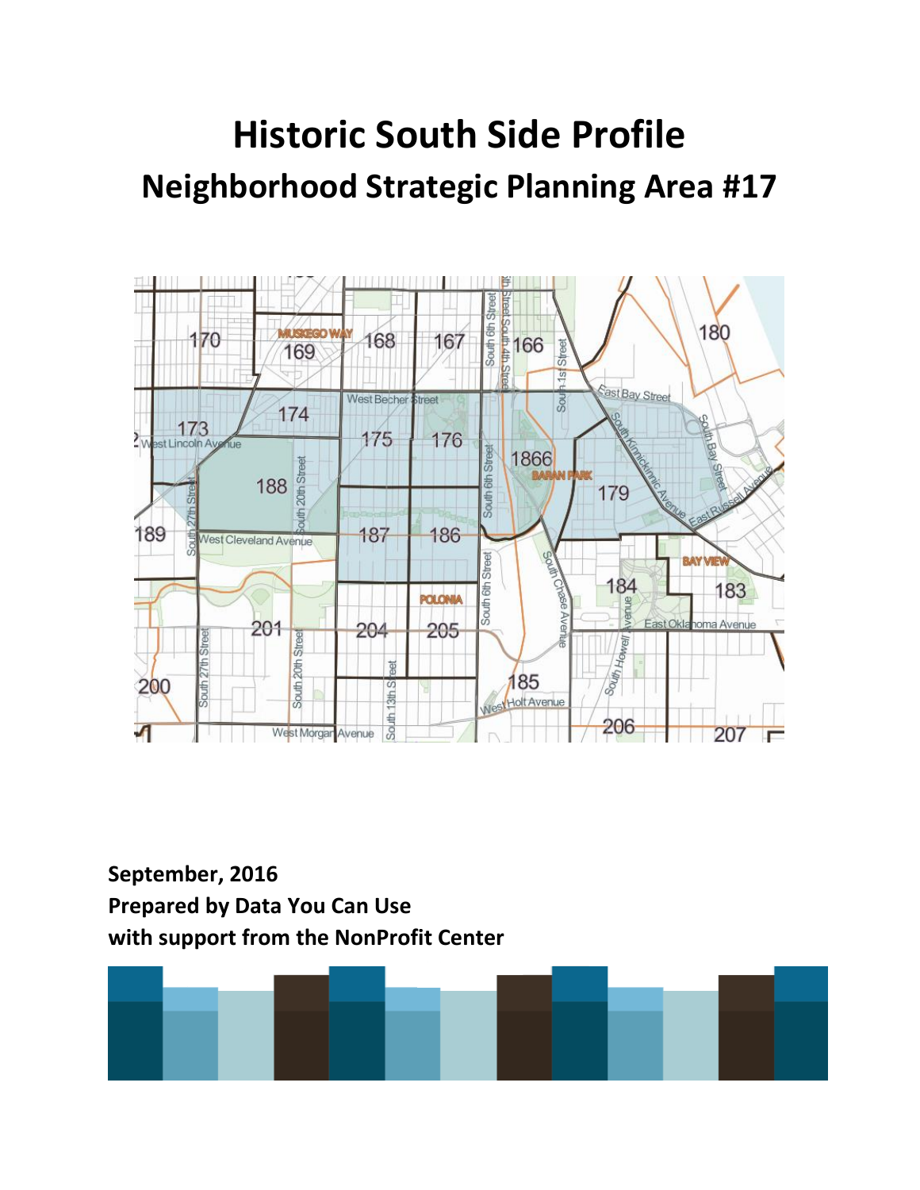# Historic South Side Profile

## Neighborhood Strategic Planning Area #17

**September, 2016**
**Prepared by Data You Can Use**
**with support from the NonProfit Center**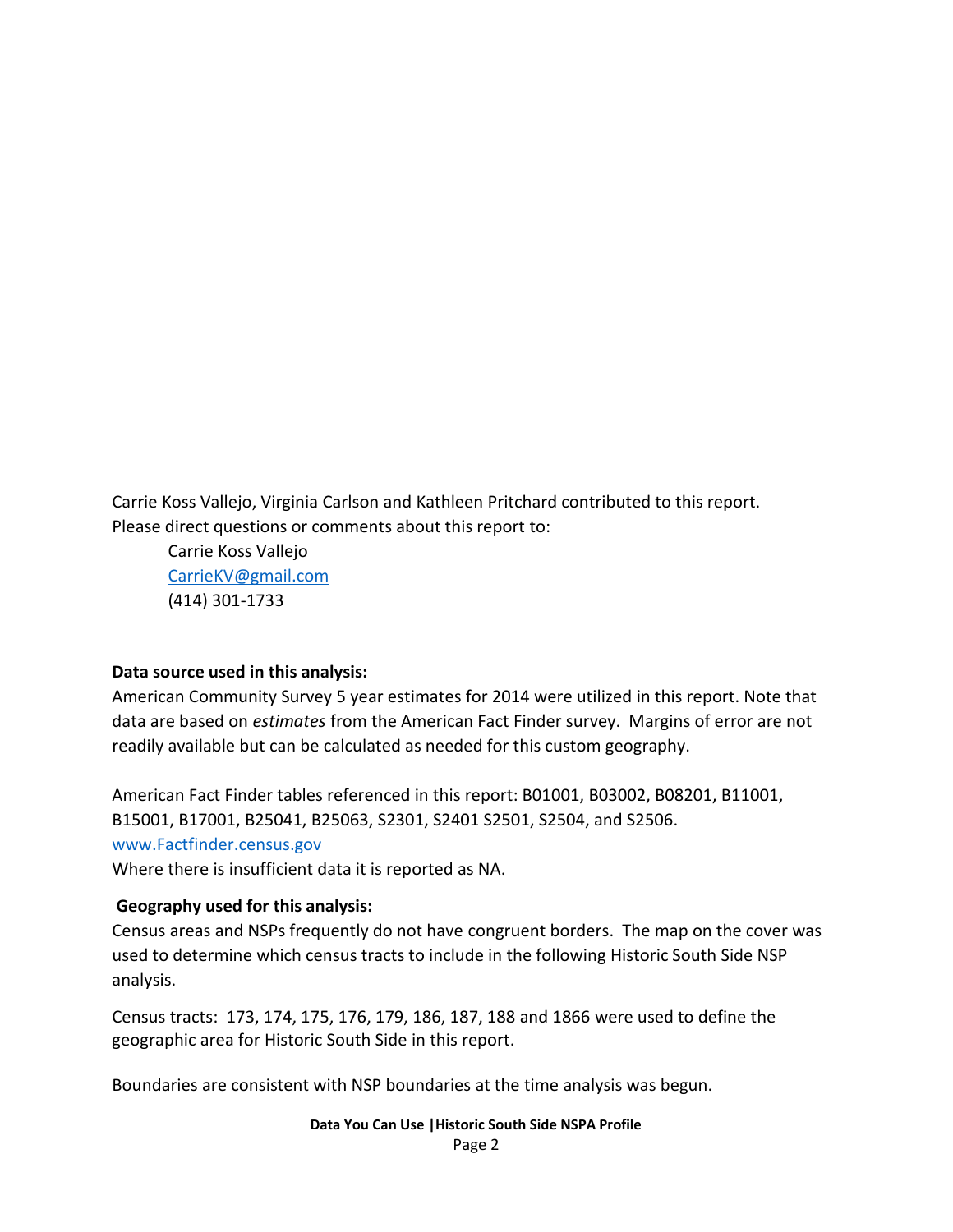Carrie Koss Vallejo, Virginia Carlson and Kathleen Pritchard contributed to this report.
Please direct questions or comments about this report to:

Carrie Koss Vallejo
[CarrieKV@gmail.com](mailto:CarrieKV@gmail.com)
(414) 301-1733

**Data source used in this analysis:**

American Community Survey 5 year estimates for 2014 were utilized in this report. Note that data are based on *estimates* from the American Fact Finder survey. Margins of error are not readily available but can be calculated as needed for this custom geography.

American Fact Finder tables referenced in this report: B01001, B03002, B08201, B11001, B15001, B17001, B25041, B25063, S2301, S2401 S2501, S2504, and S2506.
[www.Factfinder.census.gov](http://www.Factfinder.census.gov)
Where there is insufficient data it is reported as NA.

**Geography used for this analysis:**

Census areas and NSPs frequently do not have congruent borders. The map on the cover was used to determine which census tracts to include in the following Historic South Side NSP analysis.

Census tracts: 173, 174, 175, 176, 179, 186, 187, 188 and 1866 were used to define the geographic area for Historic South Side in this report.

Boundaries are consistent with NSP boundaries at the time analysis was begun.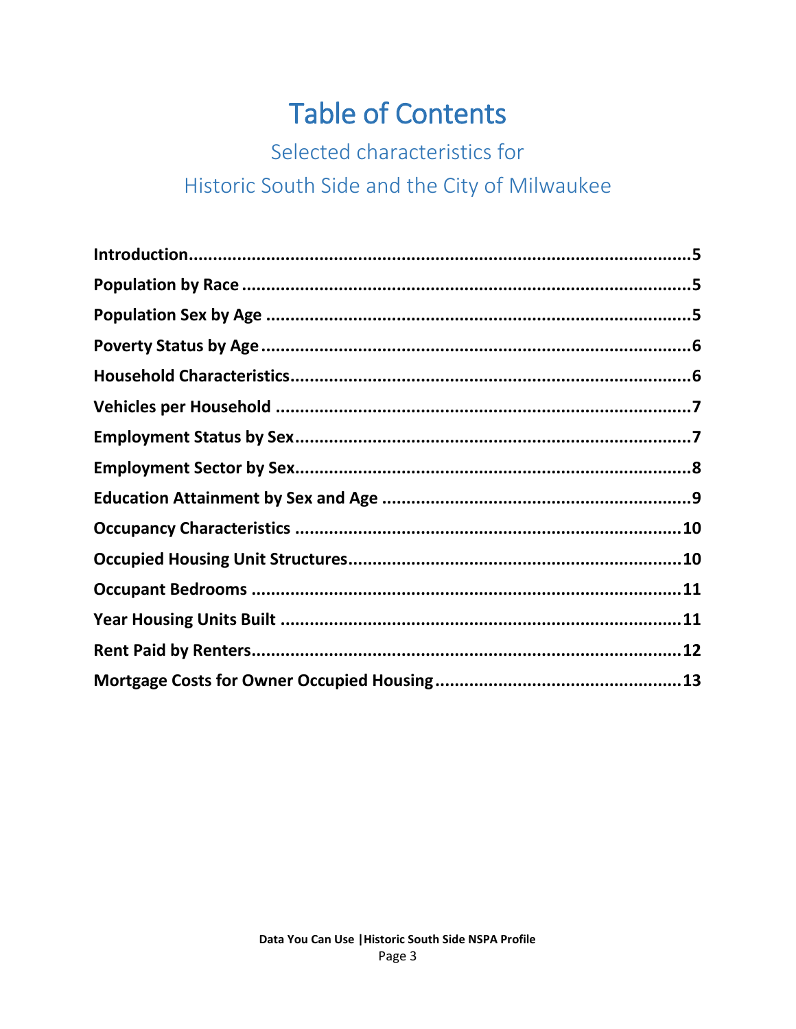# Table of Contents

## Selected characteristics for Historic South Side and the City of Milwaukee

**Introduction**........................................................................................5
**Population by Race**..............................................................................5
**Population Sex by Age**........................................................................5
**Poverty Status by Age**..........................................................................6
**Household Characteristics**...................................................................6
**Vehicles per Household**.......................................................................7
**Employment Status by Sex**...................................................................7
**Employment Sector by Sex**..................................................................8
**Education Attainment by Sex and Age**.................................................9
**Occupancy Characteristics**.................................................................10
**Occupied Housing Unit Structures**......................................................10
**Occupant Bedrooms**...........................................................................11
**Year Housing Units Built**.....................................................................11
**Rent Paid by Renters**..........................................................................12
**Mortgage Costs for Owner Occupied Housing**....................................13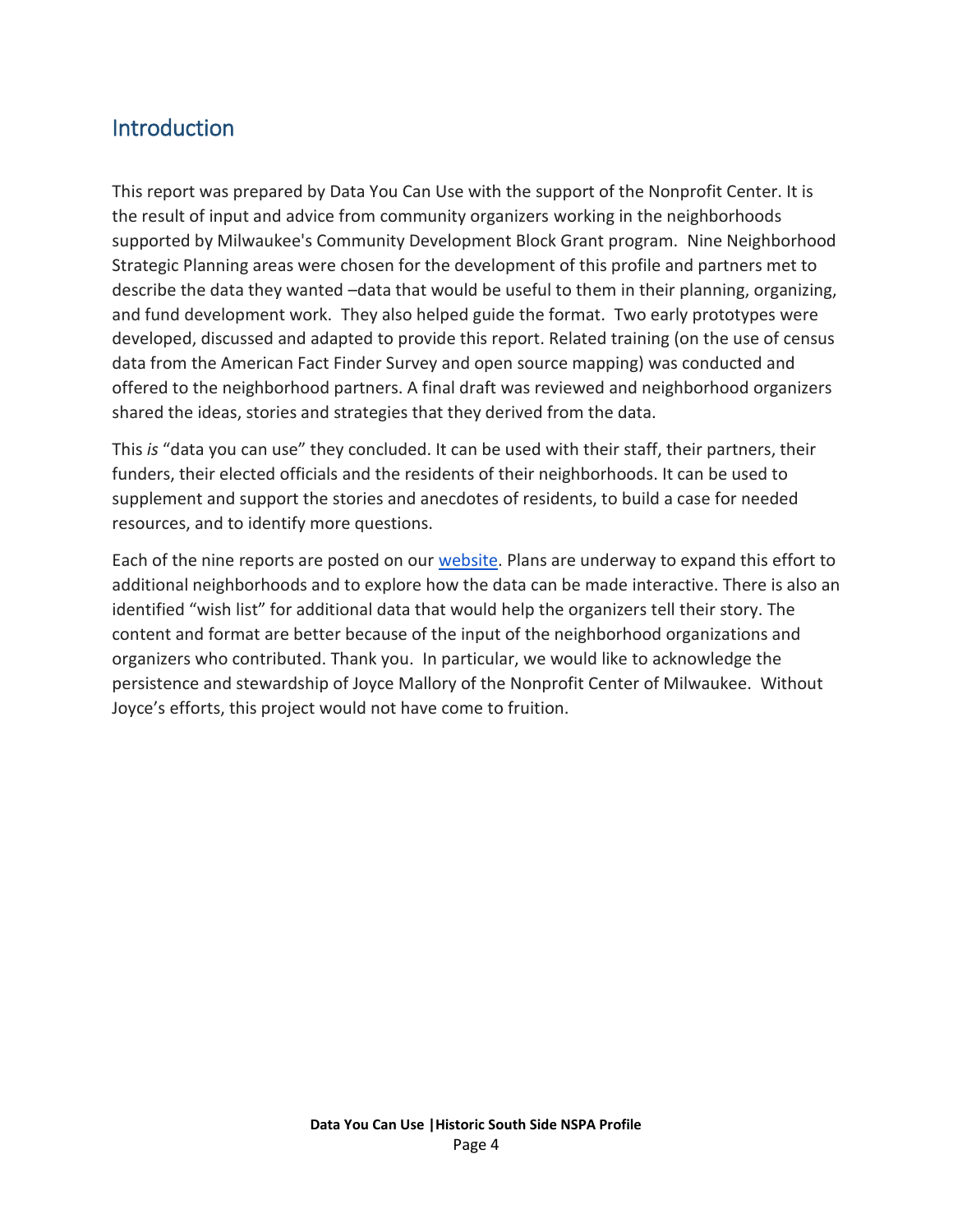## Introduction

This report was prepared by Data You Can Use with the support of the Nonprofit Center. It is the result of input and advice from community organizers working in the neighborhoods supported by Milwaukee's Community Development Block Grant program. Nine Neighborhood Strategic Planning areas were chosen for the development of this profile and partners met to describe the data they wanted –data that would be useful to them in their planning, organizing, and fund development work. They also helped guide the format. Two early prototypes were developed, discussed and adapted to provide this report. Related training (on the use of census data from the American Fact Finder Survey and open source mapping) was conducted and offered to the neighborhood partners. A final draft was reviewed and neighborhood organizers shared the ideas, stories and strategies that they derived from the data.

This *is* "data you can use" they concluded. It can be used with their staff, their partners, their funders, their elected officials and the residents of their neighborhoods. It can be used to supplement and support the stories and anecdotes of residents, to build a case for needed resources, and to identify more questions.

Each of the nine reports are posted on our website. Plans are underway to expand this effort to additional neighborhoods and to explore how the data can be made interactive. There is also an identified "wish list" for additional data that would help the organizers tell their story. The content and format are better because of the input of the neighborhood organizations and organizers who contributed. Thank you. In particular, we would like to acknowledge the persistence and stewardship of Joyce Mallory of the Nonprofit Center of Milwaukee. Without Joyce's efforts, this project would not have come to fruition.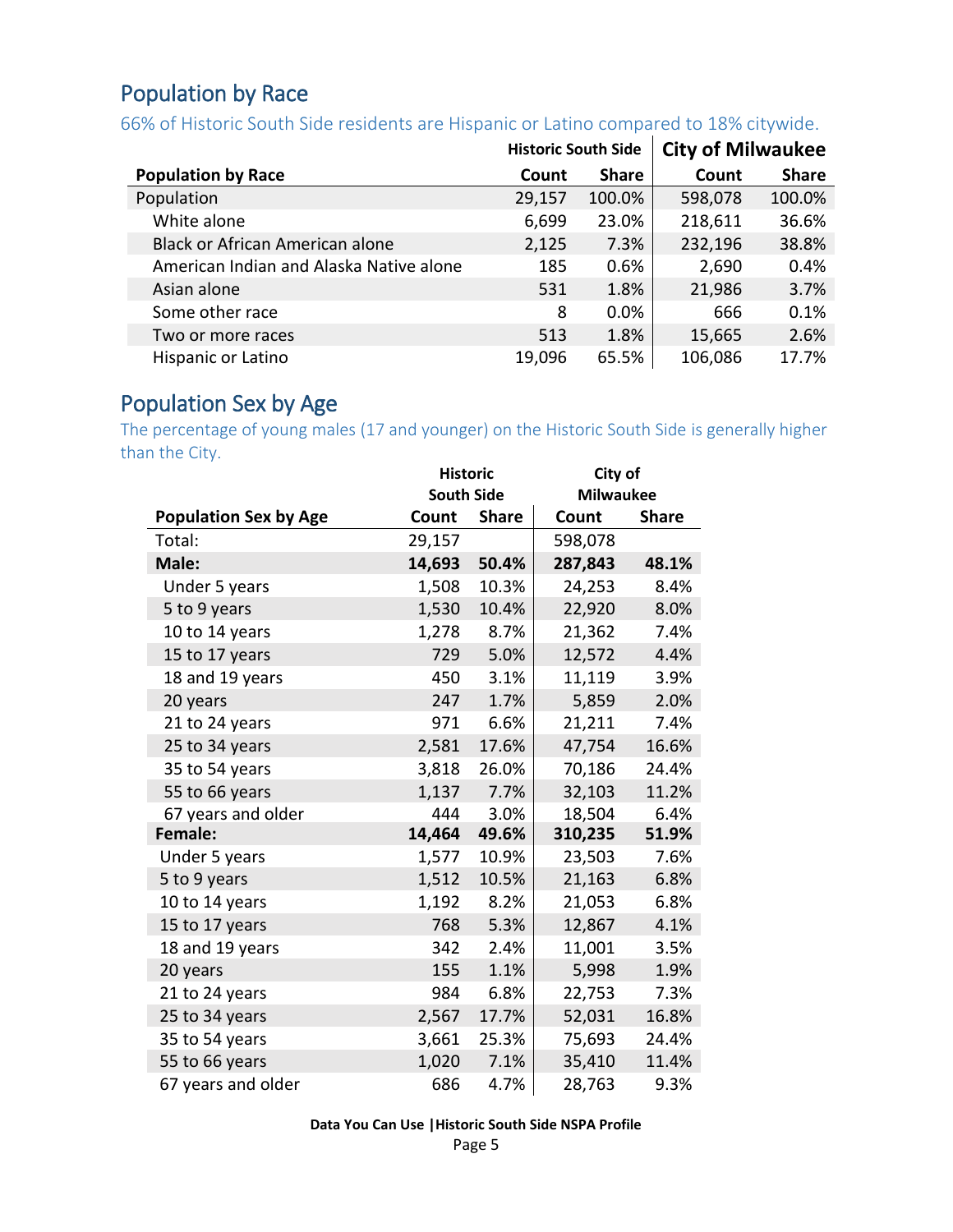## Population by Race

66% of Historic South Side residents are Hispanic or Latino compared to 18% citywide.

| | Historic South Side | | City of Milwaukee | |
|---|---|---|---|---|
| **Population by Race** | **Count** | **Share** | **Count** | **Share** |
| Population | 29,157 | 100.0% | 598,078 | 100.0% |
| White alone | 6,699 | 23.0% | 218,611 | 36.6% |
| Black or African American alone | 2,125 | 7.3% | 232,196 | 38.8% |
| American Indian and Alaska Native alone | 185 | 0.6% | 2,690 | 0.4% |
| Asian alone | 531 | 1.8% | 21,986 | 3.7% |
| Some other race | 8 | 0.0% | 666 | 0.1% |
| Two or more races | 513 | 1.8% | 15,665 | 2.6% |
| Hispanic or Latino | 19,096 | 65.5% | 106,086 | 17.7% |

## Population Sex by Age

The percentage of young males (17 and younger) on the Historic South Side is generally higher than the City.

| | Historic South Side | | City of Milwaukee | |
|---|---|---|---|---|
| **Population Sex by Age** | **Count** | **Share** | **Count** | **Share** |
| Total: | 29,157 | | 598,078 | |
| **Male:** | **14,693** | **50.4%** | **287,843** | **48.1%** |
| Under 5 years | 1,508 | 10.3% | 24,253 | 8.4% |
| 5 to 9 years | 1,530 | 10.4% | 22,920 | 8.0% |
| 10 to 14 years | 1,278 | 8.7% | 21,362 | 7.4% |
| 15 to 17 years | 729 | 5.0% | 12,572 | 4.4% |
| 18 and 19 years | 450 | 3.1% | 11,119 | 3.9% |
| 20 years | 247 | 1.7% | 5,859 | 2.0% |
| 21 to 24 years | 971 | 6.6% | 21,211 | 7.4% |
| 25 to 34 years | 2,581 | 17.6% | 47,754 | 16.6% |
| 35 to 54 years | 3,818 | 26.0% | 70,186 | 24.4% |
| 55 to 66 years | 1,137 | 7.7% | 32,103 | 11.2% |
| 67 years and older | 444 | 3.0% | 18,504 | 6.4% |
| **Female:** | **14,464** | **49.6%** | **310,235** | **51.9%** |
| Under 5 years | 1,577 | 10.9% | 23,503 | 7.6% |
| 5 to 9 years | 1,512 | 10.5% | 21,163 | 6.8% |
| 10 to 14 years | 1,192 | 8.2% | 21,053 | 6.8% |
| 15 to 17 years | 768 | 5.3% | 12,867 | 4.1% |
| 18 and 19 years | 342 | 2.4% | 11,001 | 3.5% |
| 20 years | 155 | 1.1% | 5,998 | 1.9% |
| 21 to 24 years | 984 | 6.8% | 22,753 | 7.3% |
| 25 to 34 years | 2,567 | 17.7% | 52,031 | 16.8% |
| 35 to 54 years | 3,661 | 25.3% | 75,693 | 24.4% |
| 55 to 66 years | 1,020 | 7.1% | 35,410 | 11.4% |
| 67 years and older | 686 | 4.7% | 28,763 | 9.3% |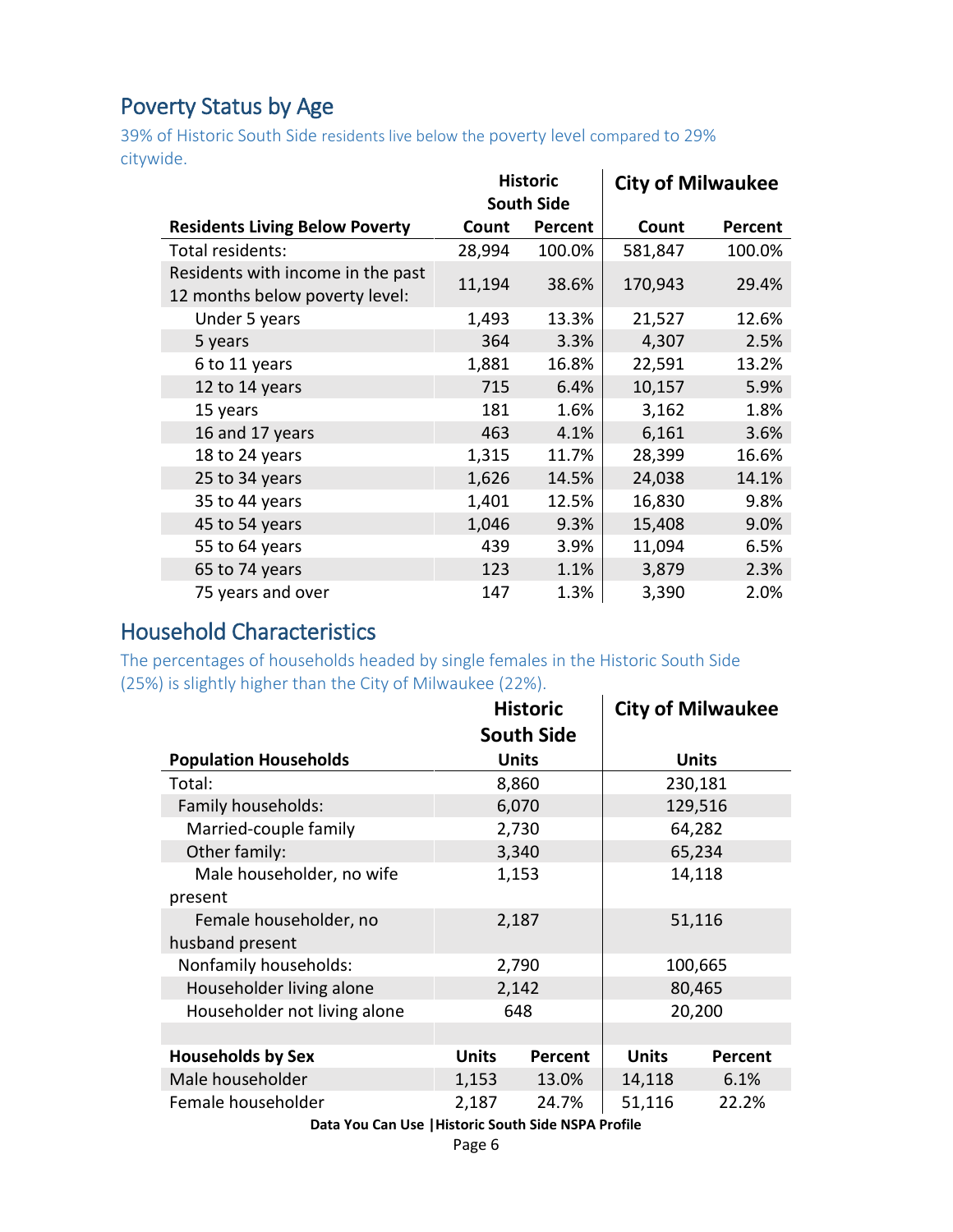## Poverty Status by Age

39% of Historic South Side residents live below the poverty level compared to 29% citywide.

| Residents Living Below Poverty | Historic South Side | | City of Milwaukee | |
|---|---|---|---|---|
| | Count | Percent | Count | Percent |
| Total residents: | 28,994 | 100.0% | 581,847 | 100.0% |
| Residents with income in the past 12 months below poverty level: | 11,194 | 38.6% | 170,943 | 29.4% |
| Under 5 years | 1,493 | 13.3% | 21,527 | 12.6% |
| 5 years | 364 | 3.3% | 4,307 | 2.5% |
| 6 to 11 years | 1,881 | 16.8% | 22,591 | 13.2% |
| 12 to 14 years | 715 | 6.4% | 10,157 | 5.9% |
| 15 years | 181 | 1.6% | 3,162 | 1.8% |
| 16 and 17 years | 463 | 4.1% | 6,161 | 3.6% |
| 18 to 24 years | 1,315 | 11.7% | 28,399 | 16.6% |
| 25 to 34 years | 1,626 | 14.5% | 24,038 | 14.1% |
| 35 to 44 years | 1,401 | 12.5% | 16,830 | 9.8% |
| 45 to 54 years | 1,046 | 9.3% | 15,408 | 9.0% |
| 55 to 64 years | 439 | 3.9% | 11,094 | 6.5% |
| 65 to 74 years | 123 | 1.1% | 3,879 | 2.3% |
| 75 years and over | 147 | 1.3% | 3,390 | 2.0% |

## Household Characteristics

The percentages of households headed by single females in the Historic South Side (25%) is slightly higher than the City of Milwaukee (22%).

| Population Households | Historic South Side Units | City of Milwaukee Units |
|---|---|---|
| Total: | 8,860 | 230,181 |
| Family households: | 6,070 | 129,516 |
| Married-couple family | 2,730 | 64,282 |
| Other family: | 3,340 | 65,234 |
| Male householder, no wife present | 1,153 | 14,118 |
| Female householder, no husband present | 2,187 | 51,116 |
| Nonfamily households: | 2,790 | 100,665 |
| Householder living alone | 2,142 | 80,465 |
| Householder not living alone | 648 | 20,200 |

| Households by Sex | Historic South Side Units | Historic South Side Percent | City of Milwaukee Units | City of Milwaukee Percent |
|---|---|---|---|---|
| Male householder | 1,153 | 13.0% | 14,118 | 6.1% |
| Female householder | 2,187 | 24.7% | 51,116 | 22.2% |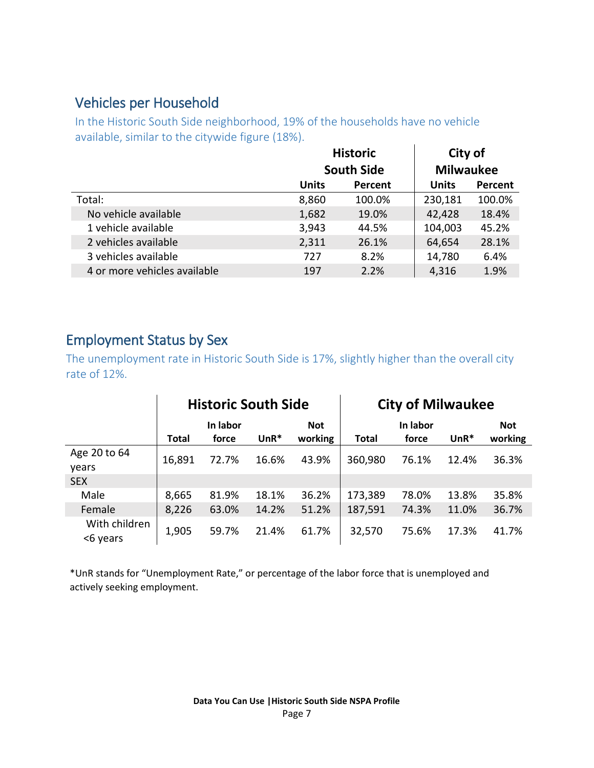## Vehicles per Household

In the Historic South Side neighborhood, 19% of the households have no vehicle available, similar to the citywide figure (18%).

| | Historic South Side | | City of Milwaukee | |
|---|---|---|---|---|
| | Units | Percent | Units | Percent |
| Total: | 8,860 | 100.0% | 230,181 | 100.0% |
| No vehicle available | 1,682 | 19.0% | 42,428 | 18.4% |
| 1 vehicle available | 3,943 | 44.5% | 104,003 | 45.2% |
| 2 vehicles available | 2,311 | 26.1% | 64,654 | 28.1% |
| 3 vehicles available | 727 | 8.2% | 14,780 | 6.4% |
| 4 or more vehicles available | 197 | 2.2% | 4,316 | 1.9% |

## Employment Status by Sex

The unemployment rate in Historic South Side is 17%, slightly higher than the overall city rate of 12%.

| | Historic South Side | | | | City of Milwaukee | | | |
|---|---|---|---|---|---|---|---|---|
| | Total | In labor force | UnR* | Not working | Total | In labor force | UnR* | Not working |
| Age 20 to 64 years | 16,891 | 72.7% | 16.6% | 43.9% | 360,980 | 76.1% | 12.4% | 36.3% |
| SEX | | | | | | | | |
| Male | 8,665 | 81.9% | 18.1% | 36.2% | 173,389 | 78.0% | 13.8% | 35.8% |
| Female | 8,226 | 63.0% | 14.2% | 51.2% | 187,591 | 74.3% | 11.0% | 36.7% |
| With children <6 years | 1,905 | 59.7% | 21.4% | 61.7% | 32,570 | 75.6% | 17.3% | 41.7% |

*UnR stands for "Unemployment Rate," or percentage of the labor force that is unemployed and actively seeking employment.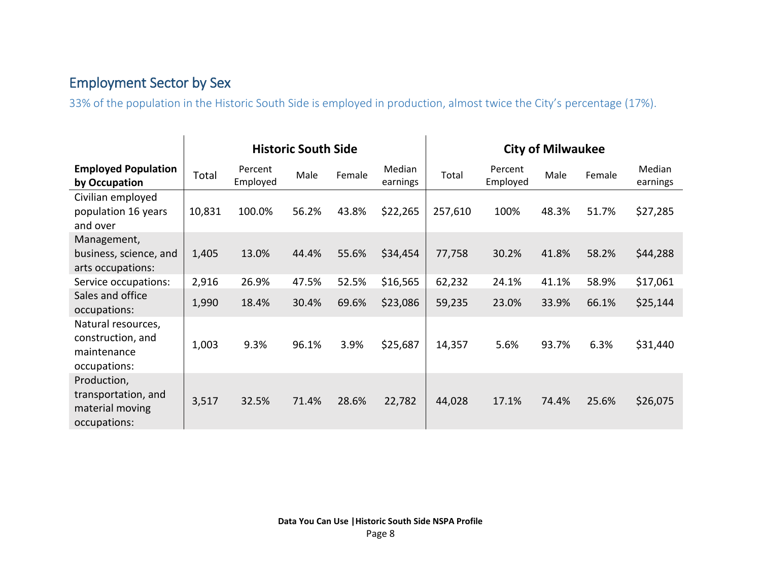## Employment Sector by Sex

33% of the population in the Historic South Side is employed in production, almost twice the City's percentage (17%).

| Employed Population by Occupation | Historic South Side | | | | | City of Milwaukee | | | | |
|---|---|---|---|---|---|---|---|---|---|---|
| | Total | Percent Employed | Male | Female | Median earnings | Total | Percent Employed | Male | Female | Median earnings |
| Civilian employed population 16 years and over | 10,831 | 100.0% | 56.2% | 43.8% | $22,265 | 257,610 | 100% | 48.3% | 51.7% | $27,285 |
| Management, business, science, and arts occupations: | 1,405 | 13.0% | 44.4% | 55.6% | $34,454 | 77,758 | 30.2% | 41.8% | 58.2% | $44,288 |
| Service occupations: | 2,916 | 26.9% | 47.5% | 52.5% | $16,565 | 62,232 | 24.1% | 41.1% | 58.9% | $17,061 |
| Sales and office occupations: | 1,990 | 18.4% | 30.4% | 69.6% | $23,086 | 59,235 | 23.0% | 33.9% | 66.1% | $25,144 |
| Natural resources, construction, and maintenance occupations: | 1,003 | 9.3% | 96.1% | 3.9% | $25,687 | 14,357 | 5.6% | 93.7% | 6.3% | $31,440 |
| Production, transportation, and material moving occupations: | 3,517 | 32.5% | 71.4% | 28.6% | 22,782 | 44,028 | 17.1% | 74.4% | 25.6% | $26,075 |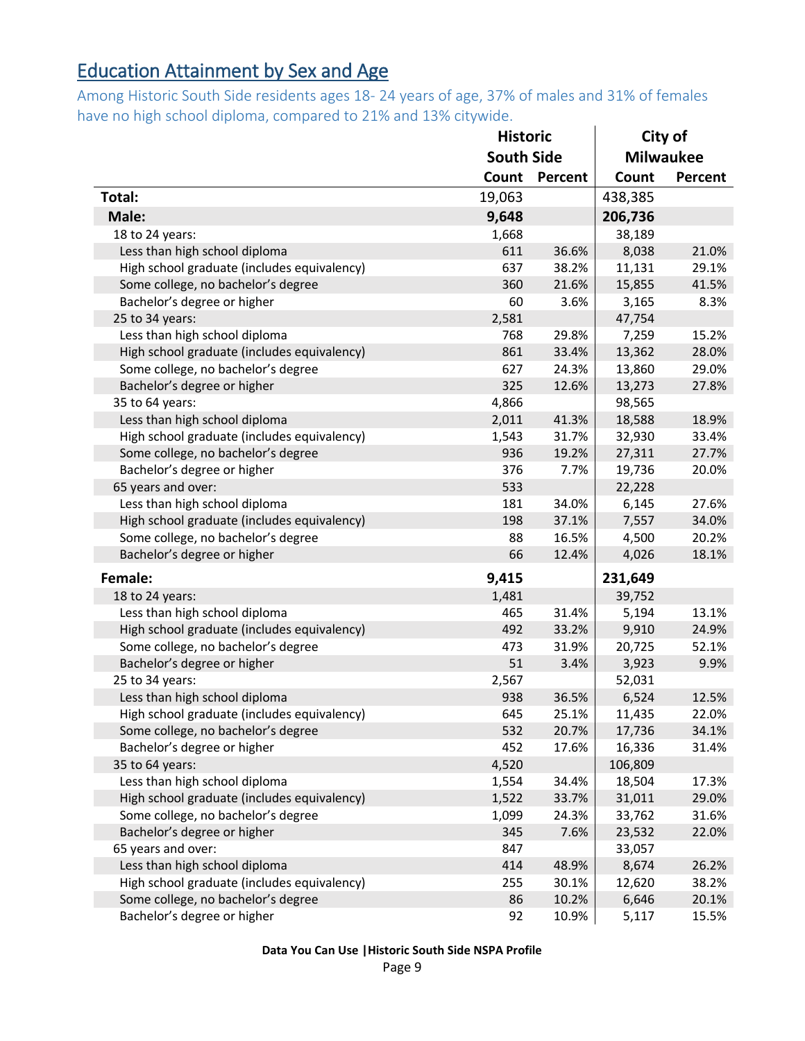## Education Attainment by Sex and Age

Among Historic South Side residents ages 18- 24 years of age, 37% of males and 31% of females have no high school diploma, compared to 21% and 13% citywide.

| | Historic South Side | | City of Milwaukee | |
|---|---|---|---|---|
| | Count | Percent | Count | Percent |
| **Total:** | 19,063 | | 438,385 | |
| **Male:** | **9,648** | | **206,736** | |
| 18 to 24 years: | 1,668 | | 38,189 | |
| Less than high school diploma | 611 | 36.6% | 8,038 | 21.0% |
| High school graduate (includes equivalency) | 637 | 38.2% | 11,131 | 29.1% |
| Some college, no bachelor's degree | 360 | 21.6% | 15,855 | 41.5% |
| Bachelor's degree or higher | 60 | 3.6% | 3,165 | 8.3% |
| 25 to 34 years: | 2,581 | | 47,754 | |
| Less than high school diploma | 768 | 29.8% | 7,259 | 15.2% |
| High school graduate (includes equivalency) | 861 | 33.4% | 13,362 | 28.0% |
| Some college, no bachelor's degree | 627 | 24.3% | 13,860 | 29.0% |
| Bachelor's degree or higher | 325 | 12.6% | 13,273 | 27.8% |
| 35 to 64 years: | 4,866 | | 98,565 | |
| Less than high school diploma | 2,011 | 41.3% | 18,588 | 18.9% |
| High school graduate (includes equivalency) | 1,543 | 31.7% | 32,930 | 33.4% |
| Some college, no bachelor's degree | 936 | 19.2% | 27,311 | 27.7% |
| Bachelor's degree or higher | 376 | 7.7% | 19,736 | 20.0% |
| 65 years and over: | 533 | | 22,228 | |
| Less than high school diploma | 181 | 34.0% | 6,145 | 27.6% |
| High school graduate (includes equivalency) | 198 | 37.1% | 7,557 | 34.0% |
| Some college, no bachelor's degree | 88 | 16.5% | 4,500 | 20.2% |
| Bachelor's degree or higher | 66 | 12.4% | 4,026 | 18.1% |
| **Female:** | **9,415** | | **231,649** | |
| 18 to 24 years: | 1,481 | | 39,752 | |
| Less than high school diploma | 465 | 31.4% | 5,194 | 13.1% |
| High school graduate (includes equivalency) | 492 | 33.2% | 9,910 | 24.9% |
| Some college, no bachelor's degree | 473 | 31.9% | 20,725 | 52.1% |
| Bachelor's degree or higher | 51 | 3.4% | 3,923 | 9.9% |
| 25 to 34 years: | 2,567 | | 52,031 | |
| Less than high school diploma | 938 | 36.5% | 6,524 | 12.5% |
| High school graduate (includes equivalency) | 645 | 25.1% | 11,435 | 22.0% |
| Some college, no bachelor's degree | 532 | 20.7% | 17,736 | 34.1% |
| Bachelor's degree or higher | 452 | 17.6% | 16,336 | 31.4% |
| 35 to 64 years: | 4,520 | | 106,809 | |
| Less than high school diploma | 1,554 | 34.4% | 18,504 | 17.3% |
| High school graduate (includes equivalency) | 1,522 | 33.7% | 31,011 | 29.0% |
| Some college, no bachelor's degree | 1,099 | 24.3% | 33,762 | 31.6% |
| Bachelor's degree or higher | 345 | 7.6% | 23,532 | 22.0% |
| 65 years and over: | 847 | | 33,057 | |
| Less than high school diploma | 414 | 48.9% | 8,674 | 26.2% |
| High school graduate (includes equivalency) | 255 | 30.1% | 12,620 | 38.2% |
| Some college, no bachelor's degree | 86 | 10.2% | 6,646 | 20.1% |
| Bachelor's degree or higher | 92 | 10.9% | 5,117 | 15.5% |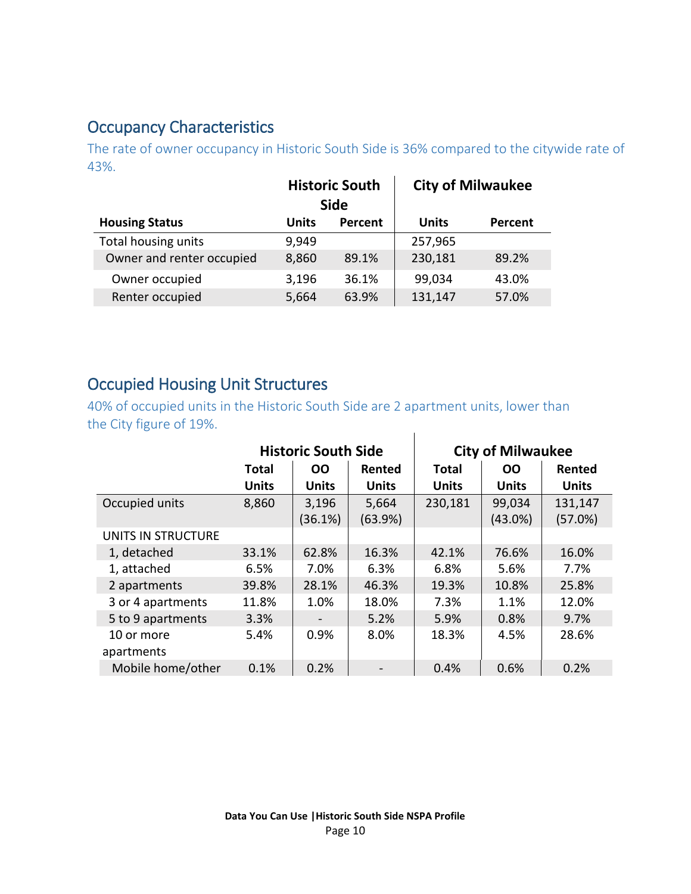## Occupancy Characteristics

The rate of owner occupancy in Historic South Side is 36% compared to the citywide rate of 43%.

| | Historic South Side | | City of Milwaukee | |
|---|---|---|---|---|
| **Housing Status** | **Units** | **Percent** | **Units** | **Percent** |
| Total housing units | 9,949 | | 257,965 | |
| Owner and renter occupied | 8,860 | 89.1% | 230,181 | 89.2% |
| Owner occupied | 3,196 | 36.1% | 99,034 | 43.0% |
| Renter occupied | 5,664 | 63.9% | 131,147 | 57.0% |

## Occupied Housing Unit Structures

40% of occupied units in the Historic South Side are 2 apartment units, lower than the City figure of 19%.

| | Historic South Side | | | City of Milwaukee | | |
|---|---|---|---|---|---|---|
| | **Total Units** | **OO Units** | **Rented Units** | **Total Units** | **OO Units** | **Rented Units** |
| Occupied units | 8,860 | 3,196 (36.1%) | 5,664 (63.9%) | 230,181 | 99,034 (43.0%) | 131,147 (57.0%) |
| UNITS IN STRUCTURE | | | | | | |
| 1, detached | 33.1% | 62.8% | 16.3% | 42.1% | 76.6% | 16.0% |
| 1, attached | 6.5% | 7.0% | 6.3% | 6.8% | 5.6% | 7.7% |
| 2 apartments | 39.8% | 28.1% | 46.3% | 19.3% | 10.8% | 25.8% |
| 3 or 4 apartments | 11.8% | 1.0% | 18.0% | 7.3% | 1.1% | 12.0% |
| 5 to 9 apartments | 3.3% | - | 5.2% | 5.9% | 0.8% | 9.7% |
| 10 or more apartments | 5.4% | 0.9% | 8.0% | 18.3% | 4.5% | 28.6% |
| Mobile home/other | 0.1% | 0.2% | - | 0.4% | 0.6% | 0.2% |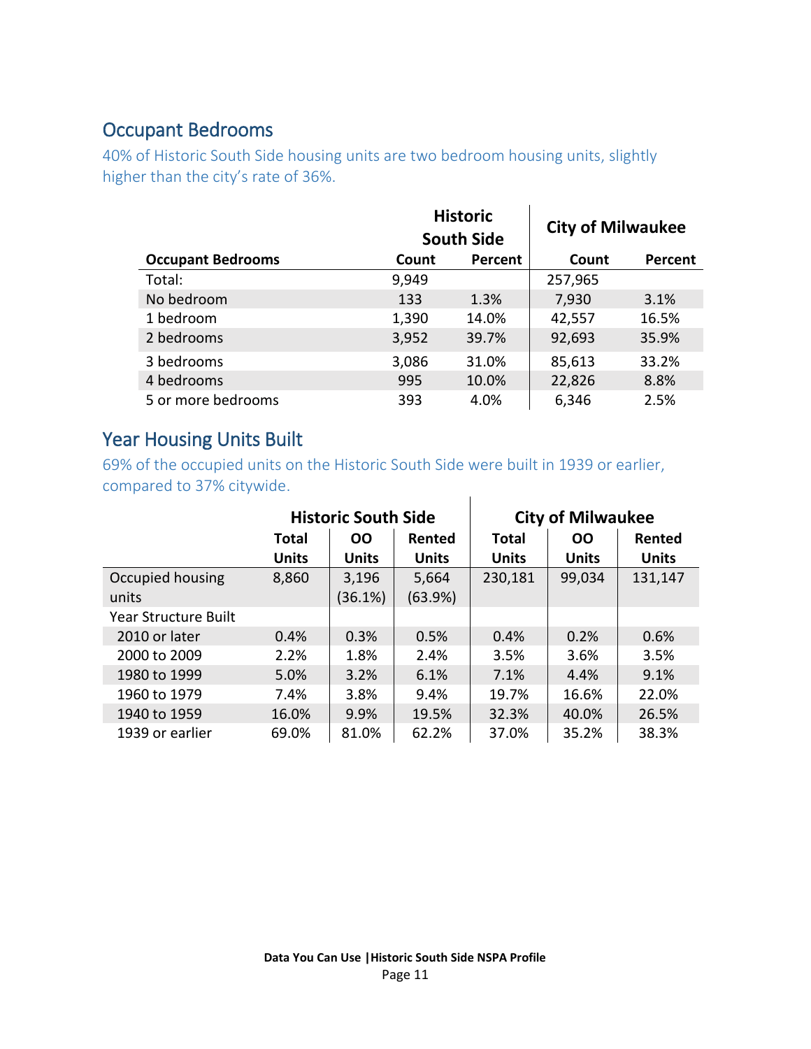## Occupant Bedrooms

40% of Historic South Side housing units are two bedroom housing units, slightly higher than the city's rate of 36%.

| | Historic South Side | | City of Milwaukee | |
|---|---|---|---|---|
| **Occupant Bedrooms** | **Count** | **Percent** | **Count** | **Percent** |
| Total: | 9,949 | | 257,965 | |
| No bedroom | 133 | 1.3% | 7,930 | 3.1% |
| 1 bedroom | 1,390 | 14.0% | 42,557 | 16.5% |
| 2 bedrooms | 3,952 | 39.7% | 92,693 | 35.9% |
| 3 bedrooms | 3,086 | 31.0% | 85,613 | 33.2% |
| 4 bedrooms | 995 | 10.0% | 22,826 | 8.8% |
| 5 or more bedrooms | 393 | 4.0% | 6,346 | 2.5% |

## Year Housing Units Built

69% of the occupied units on the Historic South Side were built in 1939 or earlier, compared to 37% citywide.

| | Historic South Side | | | City of Milwaukee | | |
|---|---|---|---|---|---|---|
| | **Total Units** | **OO Units** | **Rented Units** | **Total Units** | **OO Units** | **Rented Units** |
| Occupied housing units | 8,860 | 3,196 (36.1%) | 5,664 (63.9%) | 230,181 | 99,034 | 131,147 |
| Year Structure Built | | | | | | |
| 2010 or later | 0.4% | 0.3% | 0.5% | 0.4% | 0.2% | 0.6% |
| 2000 to 2009 | 2.2% | 1.8% | 2.4% | 3.5% | 3.6% | 3.5% |
| 1980 to 1999 | 5.0% | 3.2% | 6.1% | 7.1% | 4.4% | 9.1% |
| 1960 to 1979 | 7.4% | 3.8% | 9.4% | 19.7% | 16.6% | 22.0% |
| 1940 to 1959 | 16.0% | 9.9% | 19.5% | 32.3% | 40.0% | 26.5% |
| 1939 or earlier | 69.0% | 81.0% | 62.2% | 37.0% | 35.2% | 38.3% |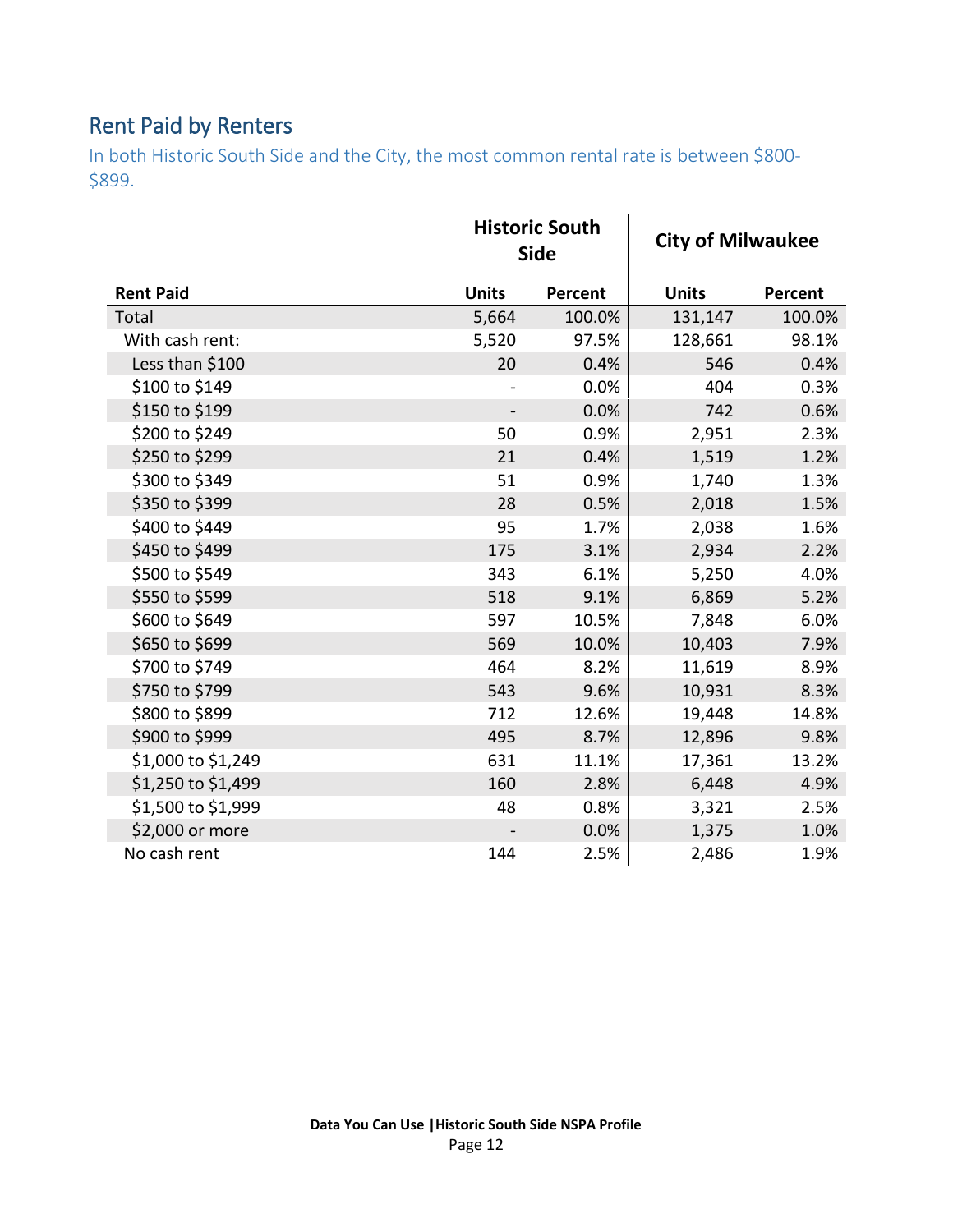## Rent Paid by Renters

In both Historic South Side and the City, the most common rental rate is between $800-$899.

| | Historic South Side | | City of Milwaukee | |
|---|---|---|---|---|
| **Rent Paid** | **Units** | **Percent** | **Units** | **Percent** |
| Total | 5,664 | 100.0% | 131,147 | 100.0% |
| With cash rent: | 5,520 | 97.5% | 128,661 | 98.1% |
| Less than $100 | 20 | 0.4% | 546 | 0.4% |
| $100 to $149 | - | 0.0% | 404 | 0.3% |
| $150 to $199 | - | 0.0% | 742 | 0.6% |
| $200 to $249 | 50 | 0.9% | 2,951 | 2.3% |
| $250 to $299 | 21 | 0.4% | 1,519 | 1.2% |
| $300 to $349 | 51 | 0.9% | 1,740 | 1.3% |
| $350 to $399 | 28 | 0.5% | 2,018 | 1.5% |
| $400 to $449 | 95 | 1.7% | 2,038 | 1.6% |
| $450 to $499 | 175 | 3.1% | 2,934 | 2.2% |
| $500 to $549 | 343 | 6.1% | 5,250 | 4.0% |
| $550 to $599 | 518 | 9.1% | 6,869 | 5.2% |
| $600 to $649 | 597 | 10.5% | 7,848 | 6.0% |
| $650 to $699 | 569 | 10.0% | 10,403 | 7.9% |
| $700 to $749 | 464 | 8.2% | 11,619 | 8.9% |
| $750 to $799 | 543 | 9.6% | 10,931 | 8.3% |
| $800 to $899 | 712 | 12.6% | 19,448 | 14.8% |
| $900 to $999 | 495 | 8.7% | 12,896 | 9.8% |
| $1,000 to $1,249 | 631 | 11.1% | 17,361 | 13.2% |
| $1,250 to $1,499 | 160 | 2.8% | 6,448 | 4.9% |
| $1,500 to $1,999 | 48 | 0.8% | 3,321 | 2.5% |
| $2,000 or more | - | 0.0% | 1,375 | 1.0% |
| No cash rent | 144 | 2.5% | 2,486 | 1.9% |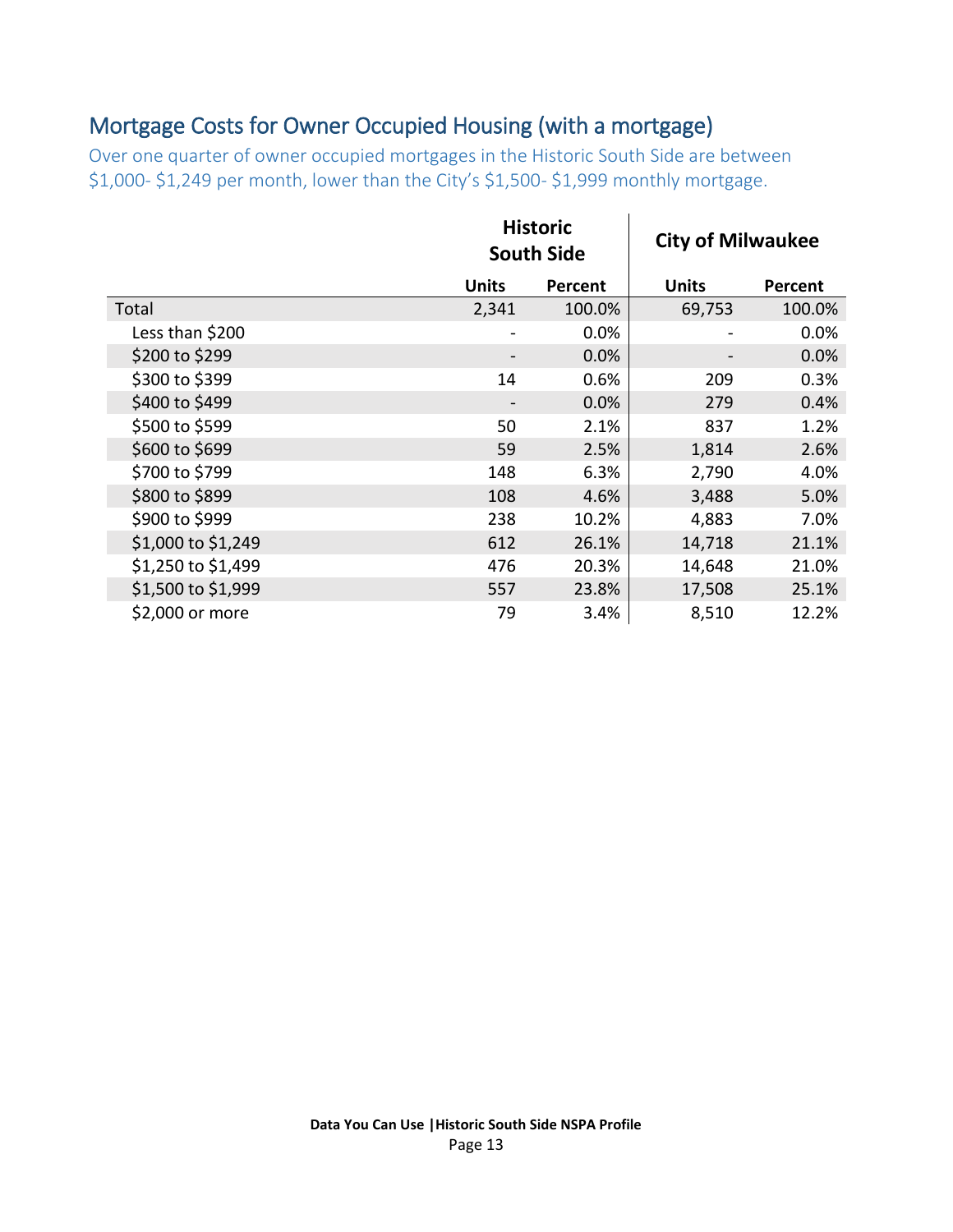## Mortgage Costs for Owner Occupied Housing (with a mortgage)

Over one quarter of owner occupied mortgages in the Historic South Side are between $1,000- $1,249 per month, lower than the City's $1,500- $1,999 monthly mortgage.

| | Historic South Side | | City of Milwaukee | |
|---|---|---|---|---|
| | **Units** | **Percent** | **Units** | **Percent** |
| Total | 2,341 | 100.0% | 69,753 | 100.0% |
| Less than $200 | - | 0.0% | - | 0.0% |
| $200 to $299 | - | 0.0% | - | 0.0% |
| $300 to $399 | 14 | 0.6% | 209 | 0.3% |
| $400 to $499 | - | 0.0% | 279 | 0.4% |
| $500 to $599 | 50 | 2.1% | 837 | 1.2% |
| $600 to $699 | 59 | 2.5% | 1,814 | 2.6% |
| $700 to $799 | 148 | 6.3% | 2,790 | 4.0% |
| $800 to $899 | 108 | 4.6% | 3,488 | 5.0% |
| $900 to $999 | 238 | 10.2% | 4,883 | 7.0% |
| $1,000 to $1,249 | 612 | 26.1% | 14,718 | 21.1% |
| $1,250 to $1,499 | 476 | 20.3% | 14,648 | 21.0% |
| $1,500 to $1,999 | 557 | 23.8% | 17,508 | 25.1% |
| $2,000 or more | 79 | 3.4% | 8,510 | 12.2% |